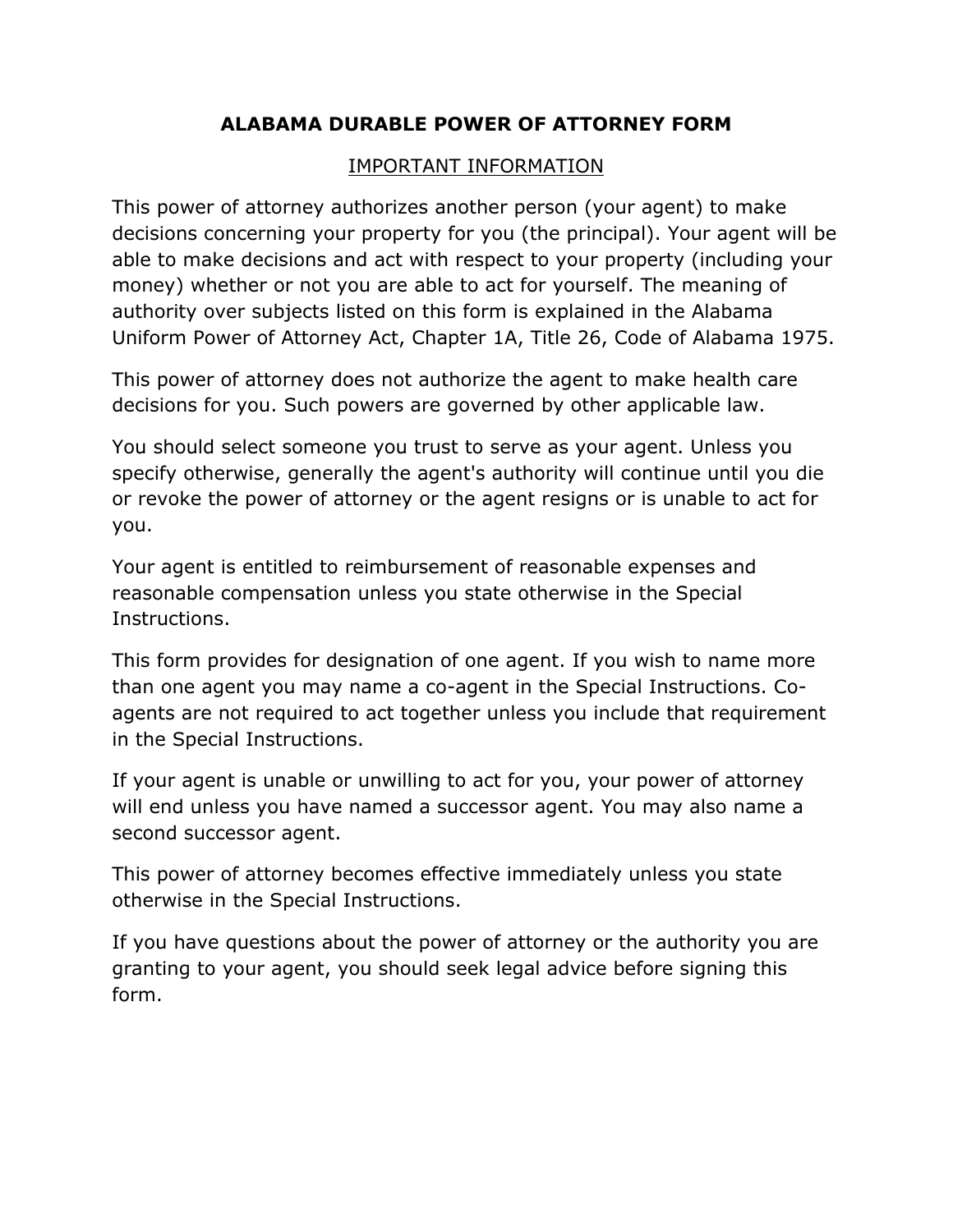# ALABAMA DURABLE POWER OF ATTORNEY FORM

## IMPORTANT INFORMATION

This power of attorney authorizes another person (your agent) to make decisions concerning your property for you (the principal). Your agent will be able to make decisions and act with respect to your property (including your money) whether or not you are able to act for yourself. The meaning of authority over subjects listed on this form is explained in the Alabama Uniform Power of Attorney Act, Chapter 1A, Title 26, Code of Alabama 1975.

This power of attorney does not authorize the agent to make health care decisions for you. Such powers are governed by other applicable law.

You should select someone you trust to serve as your agent. Unless you specify otherwise, generally the agent's authority will continue until you die or revoke the power of attorney or the agent resigns or is unable to act for you.

Your agent is entitled to reimbursement of reasonable expenses and reasonable compensation unless you state otherwise in the Special Instructions.

This form provides for designation of one agent. If you wish to name more than one agent you may name a co-agent in the Special Instructions. Co-agents are not required to act together unless you include that requirement in the Special Instructions.

If your agent is unable or unwilling to act for you, your power of attorney will end unless you have named a successor agent. You may also name a second successor agent.

This power of attorney becomes effective immediately unless you state otherwise in the Special Instructions.

If you have questions about the power of attorney or the authority you are granting to your agent, you should seek legal advice before signing this form.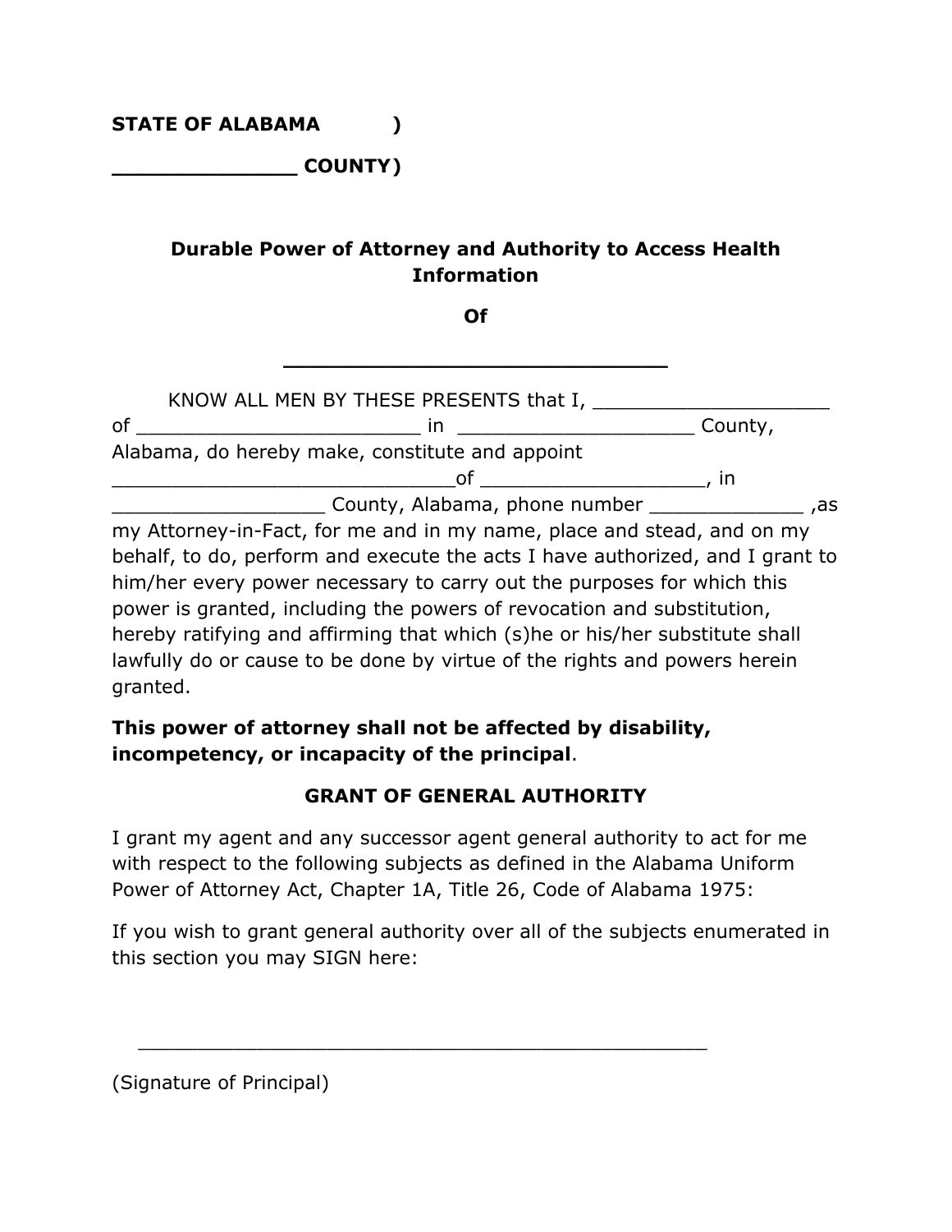**STATE OF ALABAMA )**

**______________ COUNTY)**

**Durable Power of Attorney and Authority to Access Health Information**

**Of**

**________________________________**

KNOW ALL MEN BY THESE PRESENTS that I, _____________________ of _________________________ in ____________________ County, Alabama, do hereby make, constitute and appoint ______________________________of ___________________, in __________________ County, Alabama, phone number _____________ ,as my Attorney-in-Fact, for me and in my name, place and stead, and on my behalf, to do, perform and execute the acts I have authorized, and I grant to him/her every power necessary to carry out the purposes for which this power is granted, including the powers of revocation and substitution, hereby ratifying and affirming that which (s)he or his/her substitute shall lawfully do or cause to be done by virtue of the rights and powers herein granted.

**This power of attorney shall not be affected by disability, incompetency, or incapacity of the principal**.

**GRANT OF GENERAL AUTHORITY**

I grant my agent and any successor agent general authority to act for me with respect to the following subjects as defined in the Alabama Uniform Power of Attorney Act, Chapter 1A, Title 26, Code of Alabama 1975:

If you wish to grant general authority over all of the subjects enumerated in this section you may SIGN here:

__________________________________________________

(Signature of Principal)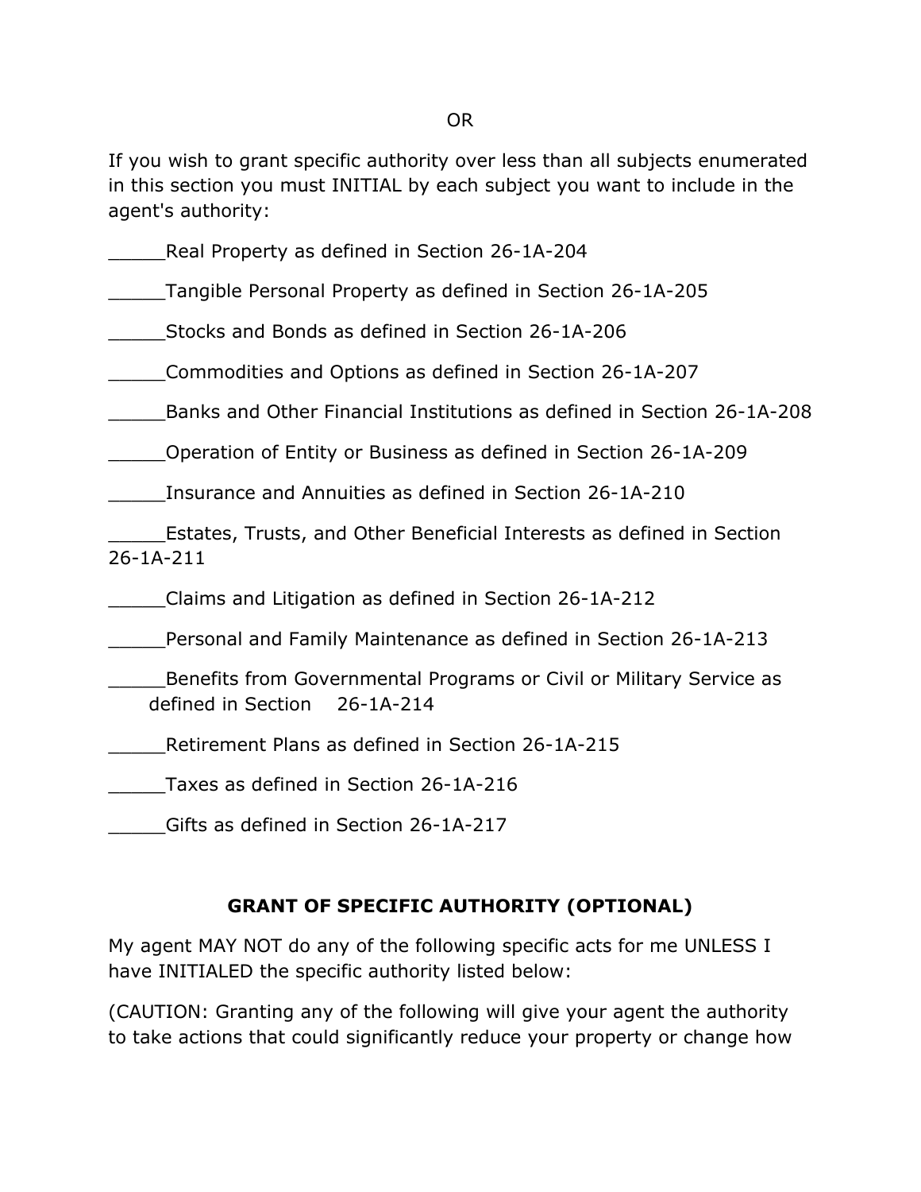OR

If you wish to grant specific authority over less than all subjects enumerated in this section you must INITIAL by each subject you want to include in the agent's authority:

_____Real Property as defined in Section 26-1A-204

_____Tangible Personal Property as defined in Section 26-1A-205

_____Stocks and Bonds as defined in Section 26-1A-206

_____Commodities and Options as defined in Section 26-1A-207

_____Banks and Other Financial Institutions as defined in Section 26-1A-208

_____Operation of Entity or Business as defined in Section 26-1A-209

_____Insurance and Annuities as defined in Section 26-1A-210

_____Estates, Trusts, and Other Beneficial Interests as defined in Section 26-1A-211

_____Claims and Litigation as defined in Section 26-1A-212

_____Personal and Family Maintenance as defined in Section 26-1A-213

_____Benefits from Governmental Programs or Civil or Military Service as defined in Section 26-1A-214

_____Retirement Plans as defined in Section 26-1A-215

_____Taxes as defined in Section 26-1A-216

_____Gifts as defined in Section 26-1A-217

## GRANT OF SPECIFIC AUTHORITY (OPTIONAL)

My agent MAY NOT do any of the following specific acts for me UNLESS I have INITIALED the specific authority listed below:

(CAUTION: Granting any of the following will give your agent the authority to take actions that could significantly reduce your property or change how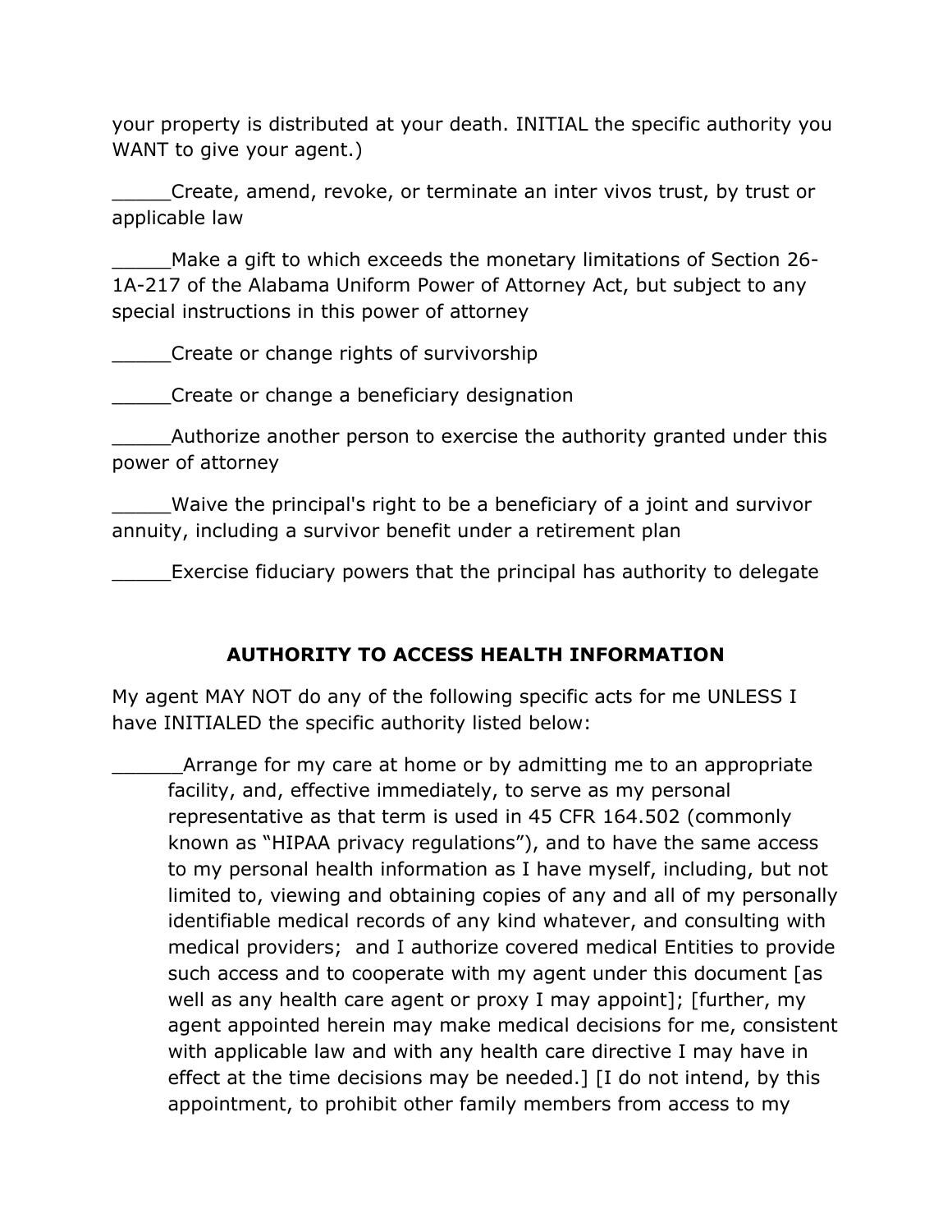your property is distributed at your death. INITIAL the specific authority you WANT to give your agent.)

_____Create, amend, revoke, or terminate an inter vivos trust, by trust or applicable law

_____Make a gift to which exceeds the monetary limitations of Section 26-1A-217 of the Alabama Uniform Power of Attorney Act, but subject to any special instructions in this power of attorney

_____Create or change rights of survivorship

_____Create or change a beneficiary designation

_____Authorize another person to exercise the authority granted under this power of attorney

_____Waive the principal's right to be a beneficiary of a joint and survivor annuity, including a survivor benefit under a retirement plan

_____Exercise fiduciary powers that the principal has authority to delegate

**AUTHORITY TO ACCESS HEALTH INFORMATION**

My agent MAY NOT do any of the following specific acts for me UNLESS I have INITIALED the specific authority listed below:

______Arrange for my care at home or by admitting me to an appropriate facility, and, effective immediately, to serve as my personal representative as that term is used in 45 CFR 164.502 (commonly known as "HIPAA privacy regulations"), and to have the same access to my personal health information as I have myself, including, but not limited to, viewing and obtaining copies of any and all of my personally identifiable medical records of any kind whatever, and consulting with medical providers; and I authorize covered medical Entities to provide such access and to cooperate with my agent under this document [as well as any health care agent or proxy I may appoint]; [further, my agent appointed herein may make medical decisions for me, consistent with applicable law and with any health care directive I may have in effect at the time decisions may be needed.] [I do not intend, by this appointment, to prohibit other family members from access to my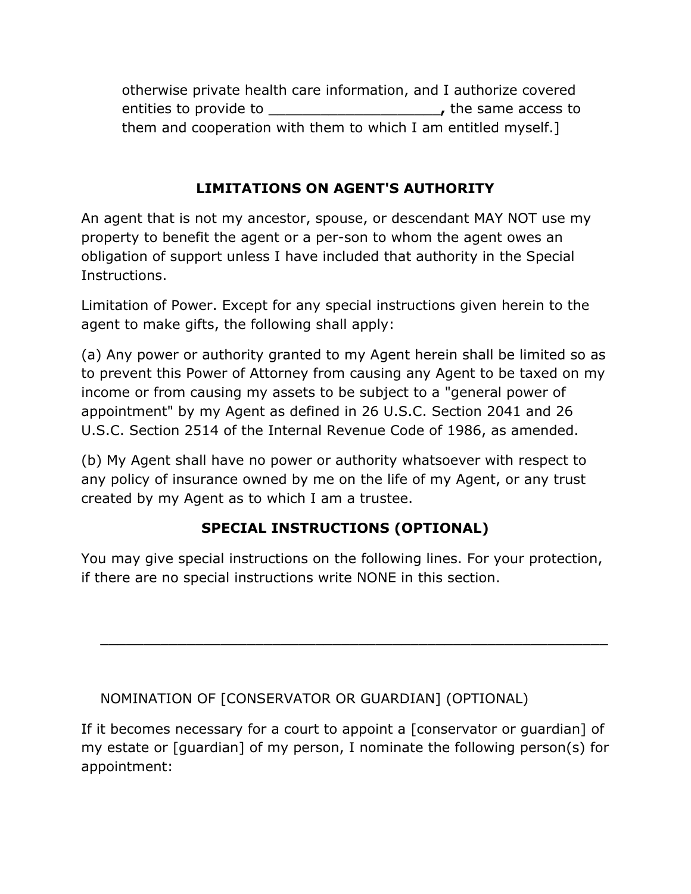otherwise private health care information, and I authorize covered entities to provide to ___________________**,** the same access to them and cooperation with them to which I am entitled myself.]

## LIMITATIONS ON AGENT'S AUTHORITY

An agent that is not my ancestor, spouse, or descendant MAY NOT use my property to benefit the agent or a per-son to whom the agent owes an obligation of support unless I have included that authority in the Special Instructions.

Limitation of Power. Except for any special instructions given herein to the agent to make gifts, the following shall apply:

(a) Any power or authority granted to my Agent herein shall be limited so as to prevent this Power of Attorney from causing any Agent to be taxed on my income or from causing my assets to be subject to a "general power of appointment" by my Agent as defined in 26 U.S.C. Section 2041 and 26 U.S.C. Section 2514 of the Internal Revenue Code of 1986, as amended.

(b) My Agent shall have no power or authority whatsoever with respect to any policy of insurance owned by me on the life of my Agent, or any trust created by my Agent as to which I am a trustee.

## SPECIAL INSTRUCTIONS (OPTIONAL)

You may give special instructions on the following lines. For your protection, if there are no special instructions write NONE in this section.

_____________________________________________________________

NOMINATION OF [CONSERVATOR OR GUARDIAN] (OPTIONAL)

If it becomes necessary for a court to appoint a [conservator or guardian] of my estate or [guardian] of my person, I nominate the following person(s) for appointment: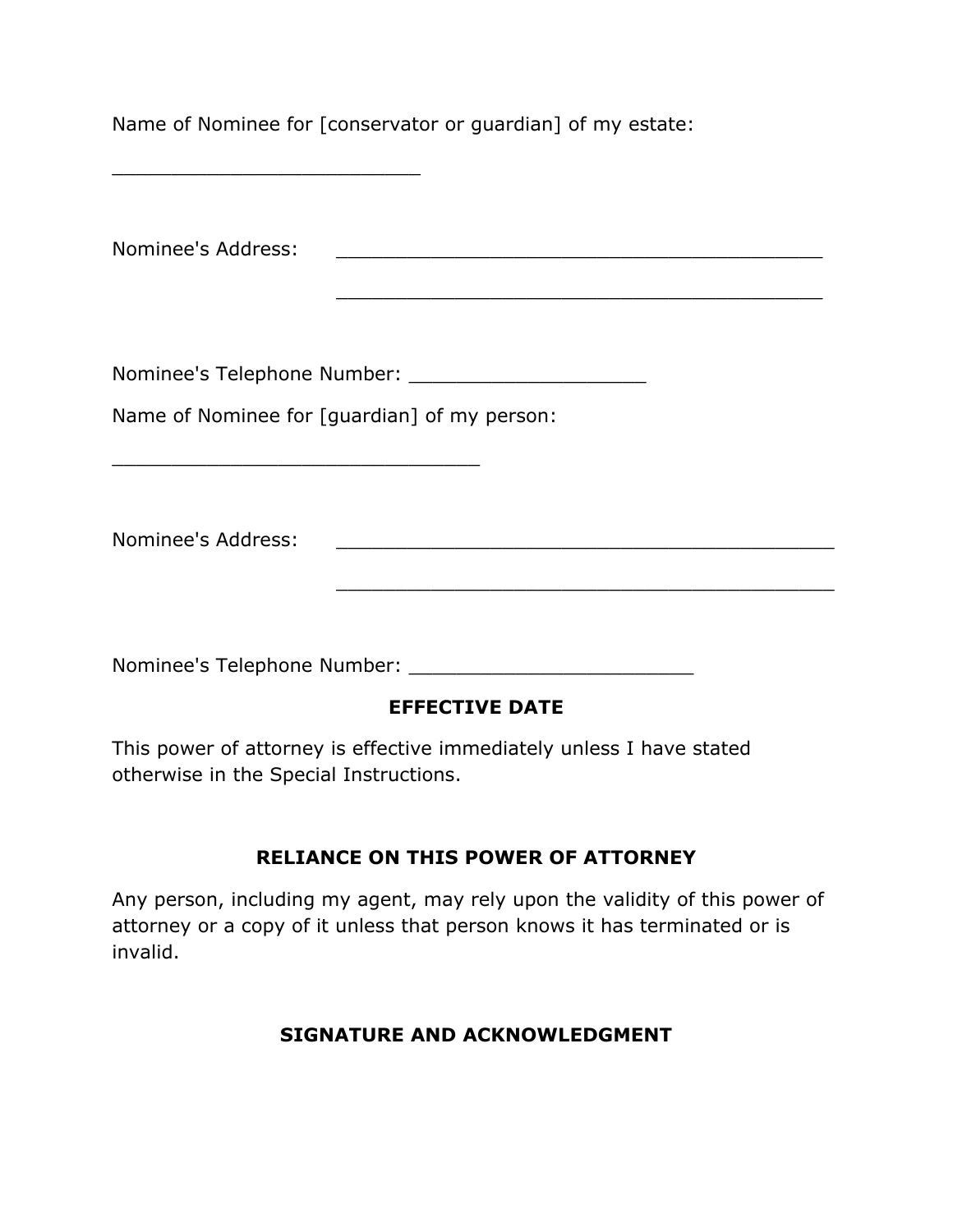Name of Nominee for [conservator or guardian] of my estate:

__________________________

Nominee's Address: __________________________________________

__________________________________________

Nominee's Telephone Number: ____________________

Name of Nominee for [guardian] of my person:

_______________________________

Nominee's Address: ___________________________________________

___________________________________________

Nominee's Telephone Number: ________________________

## EFFECTIVE DATE

This power of attorney is effective immediately unless I have stated otherwise in the Special Instructions.

## RELIANCE ON THIS POWER OF ATTORNEY

Any person, including my agent, may rely upon the validity of this power of attorney or a copy of it unless that person knows it has terminated or is invalid.

## SIGNATURE AND ACKNOWLEDGMENT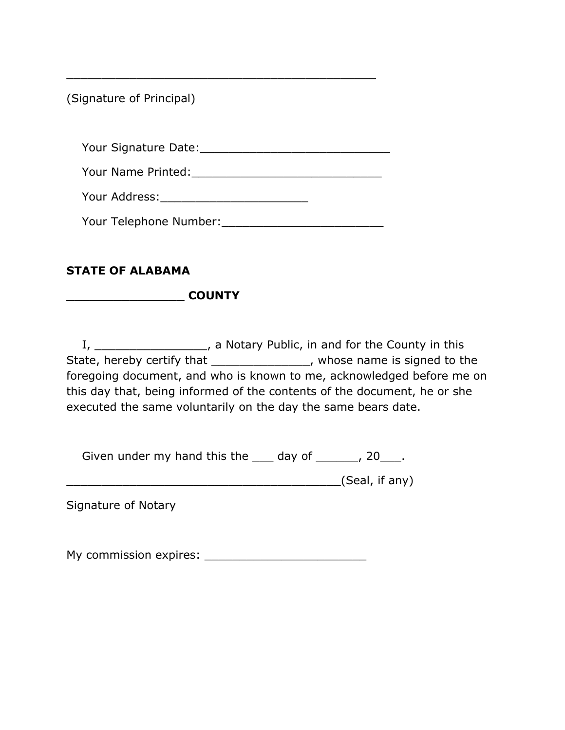_____________________________________________

(Signature of Principal)

Your Signature Date:___________________________

Your Name Printed:___________________________

Your Address:_____________________

Your Telephone Number:_______________________

**STATE OF ALABAMA**

**________________ COUNTY**

I, ________________, a Notary Public, in and for the County in this State, hereby certify that ______________, whose name is signed to the foregoing document, and who is known to me, acknowledged before me on this day that, being informed of the contents of the document, he or she executed the same voluntarily on the day the same bears date.

Given under my hand this the ___ day of ______, 20___.

_______________________________________(Seal, if any)

Signature of Notary

My commission expires: _______________________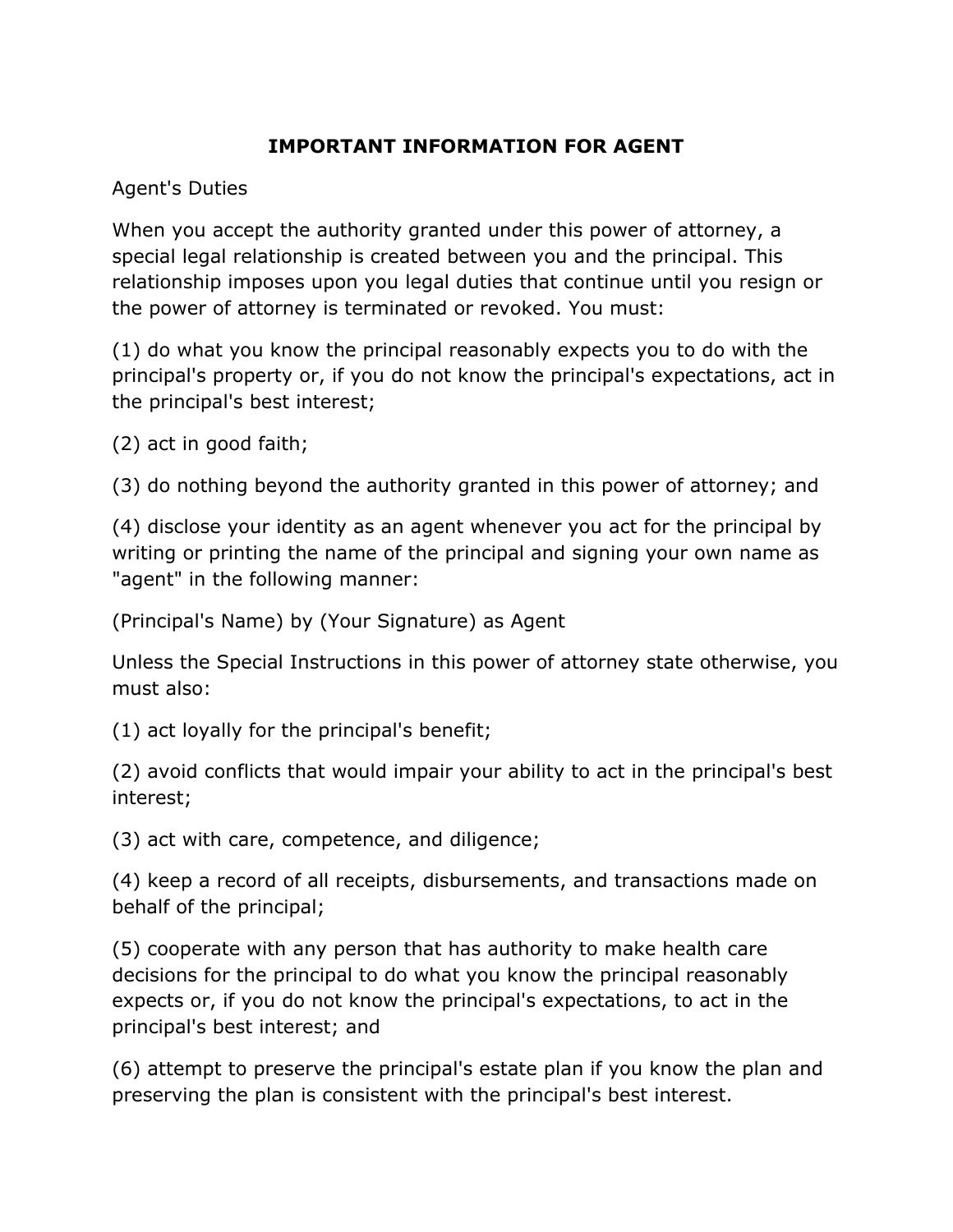# IMPORTANT INFORMATION FOR AGENT

Agent's Duties

When you accept the authority granted under this power of attorney, a special legal relationship is created between you and the principal. This relationship imposes upon you legal duties that continue until you resign or the power of attorney is terminated or revoked. You must:

(1) do what you know the principal reasonably expects you to do with the principal's property or, if you do not know the principal's expectations, act in the principal's best interest;

(2) act in good faith;

(3) do nothing beyond the authority granted in this power of attorney; and

(4) disclose your identity as an agent whenever you act for the principal by writing or printing the name of the principal and signing your own name as "agent" in the following manner:

(Principal's Name) by (Your Signature) as Agent

Unless the Special Instructions in this power of attorney state otherwise, you must also:

(1) act loyally for the principal's benefit;

(2) avoid conflicts that would impair your ability to act in the principal's best interest;

(3) act with care, competence, and diligence;

(4) keep a record of all receipts, disbursements, and transactions made on behalf of the principal;

(5) cooperate with any person that has authority to make health care decisions for the principal to do what you know the principal reasonably expects or, if you do not know the principal's expectations, to act in the principal's best interest; and

(6) attempt to preserve the principal's estate plan if you know the plan and preserving the plan is consistent with the principal's best interest.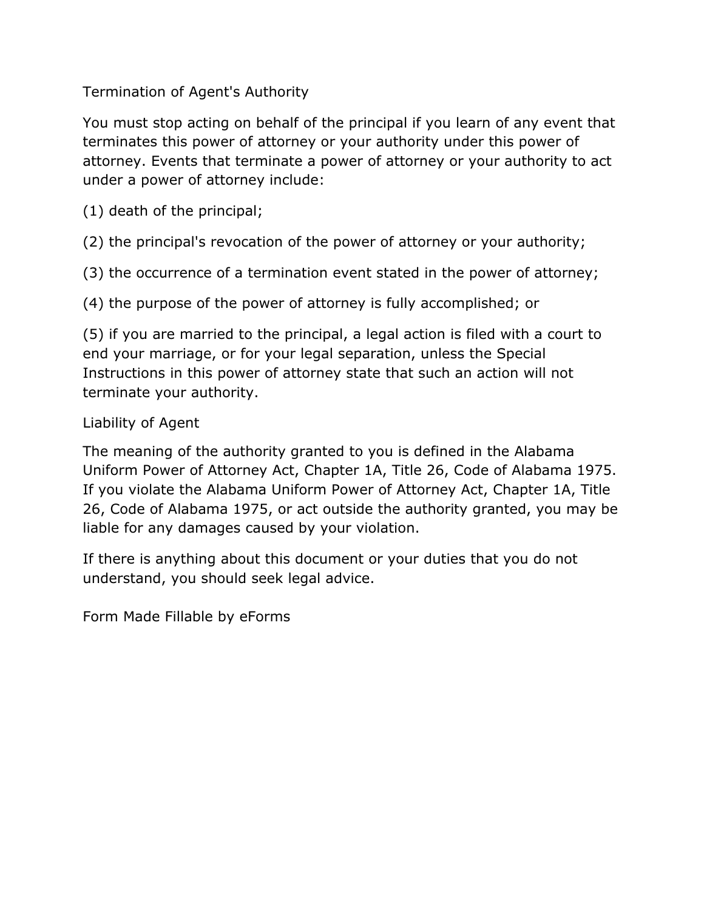## Termination of Agent's Authority

You must stop acting on behalf of the principal if you learn of any event that terminates this power of attorney or your authority under this power of attorney. Events that terminate a power of attorney or your authority to act under a power of attorney include:

(1) death of the principal;

(2) the principal's revocation of the power of attorney or your authority;

(3) the occurrence of a termination event stated in the power of attorney;

(4) the purpose of the power of attorney is fully accomplished; or

(5) if you are married to the principal, a legal action is filed with a court to end your marriage, or for your legal separation, unless the Special Instructions in this power of attorney state that such an action will not terminate your authority.

## Liability of Agent

The meaning of the authority granted to you is defined in the Alabama Uniform Power of Attorney Act, Chapter 1A, Title 26, Code of Alabama 1975. If you violate the Alabama Uniform Power of Attorney Act, Chapter 1A, Title 26, Code of Alabama 1975, or act outside the authority granted, you may be liable for any damages caused by your violation.

If there is anything about this document or your duties that you do not understand, you should seek legal advice.

Form Made Fillable by eForms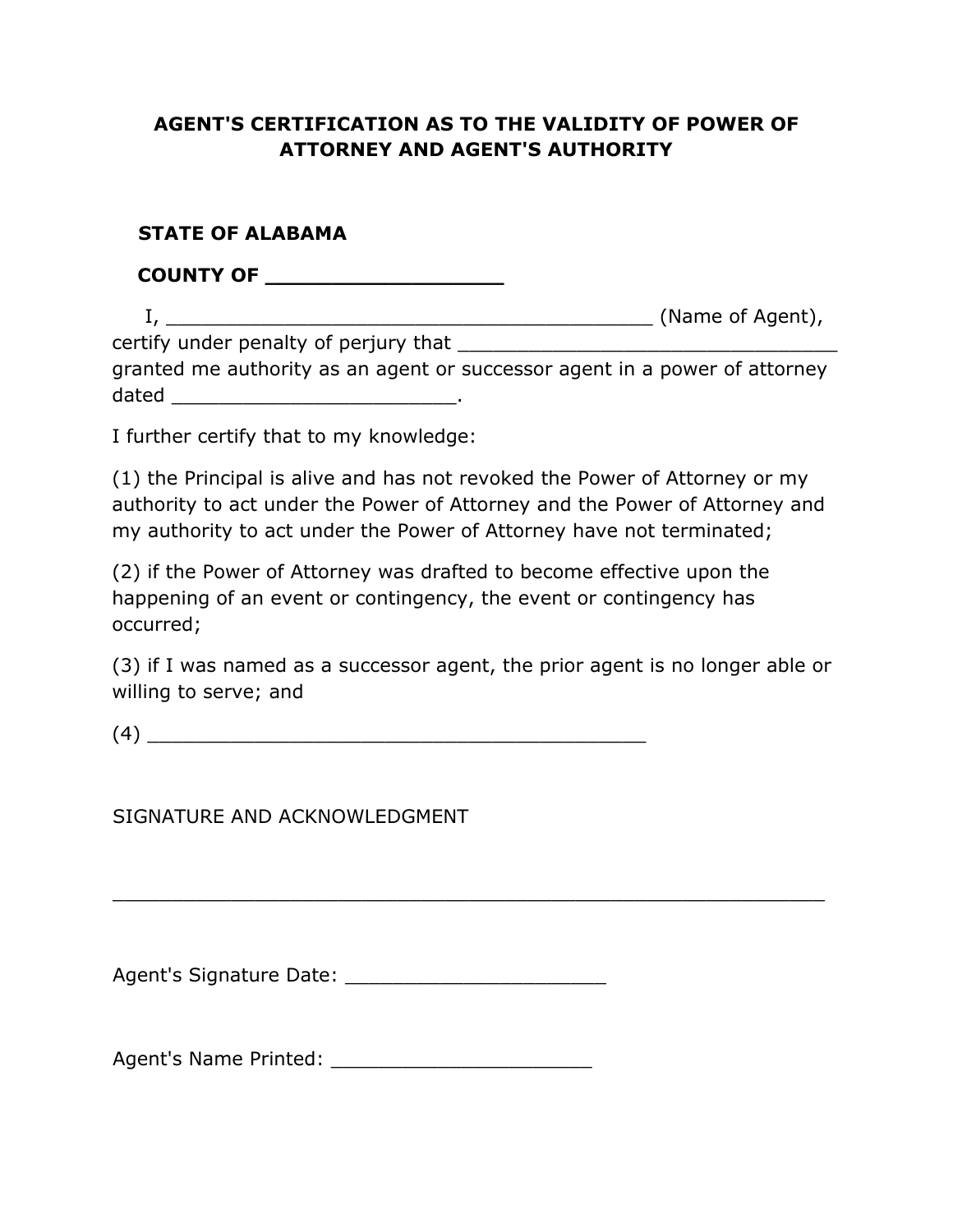## AGENT'S CERTIFICATION AS TO THE VALIDITY OF POWER OF ATTORNEY AND AGENT'S AUTHORITY

**STATE OF ALABAMA**

**COUNTY OF ___________________**

I, ________________________________________ (Name of Agent), certify under penalty of perjury that ________________________________ granted me authority as an agent or successor agent in a power of attorney dated _______________________.

I further certify that to my knowledge:

(1) the Principal is alive and has not revoked the Power of Attorney or my authority to act under the Power of Attorney and the Power of Attorney and my authority to act under the Power of Attorney have not terminated;

(2) if the Power of Attorney was drafted to become effective upon the happening of an event or contingency, the event or contingency has occurred;

(3) if I was named as a successor agent, the prior agent is no longer able or willing to serve; and

(4) ________________________________________

SIGNATURE AND ACKNOWLEDGMENT

___________________________________________________________

Agent's Signature Date: ______________________

Agent's Name Printed: ______________________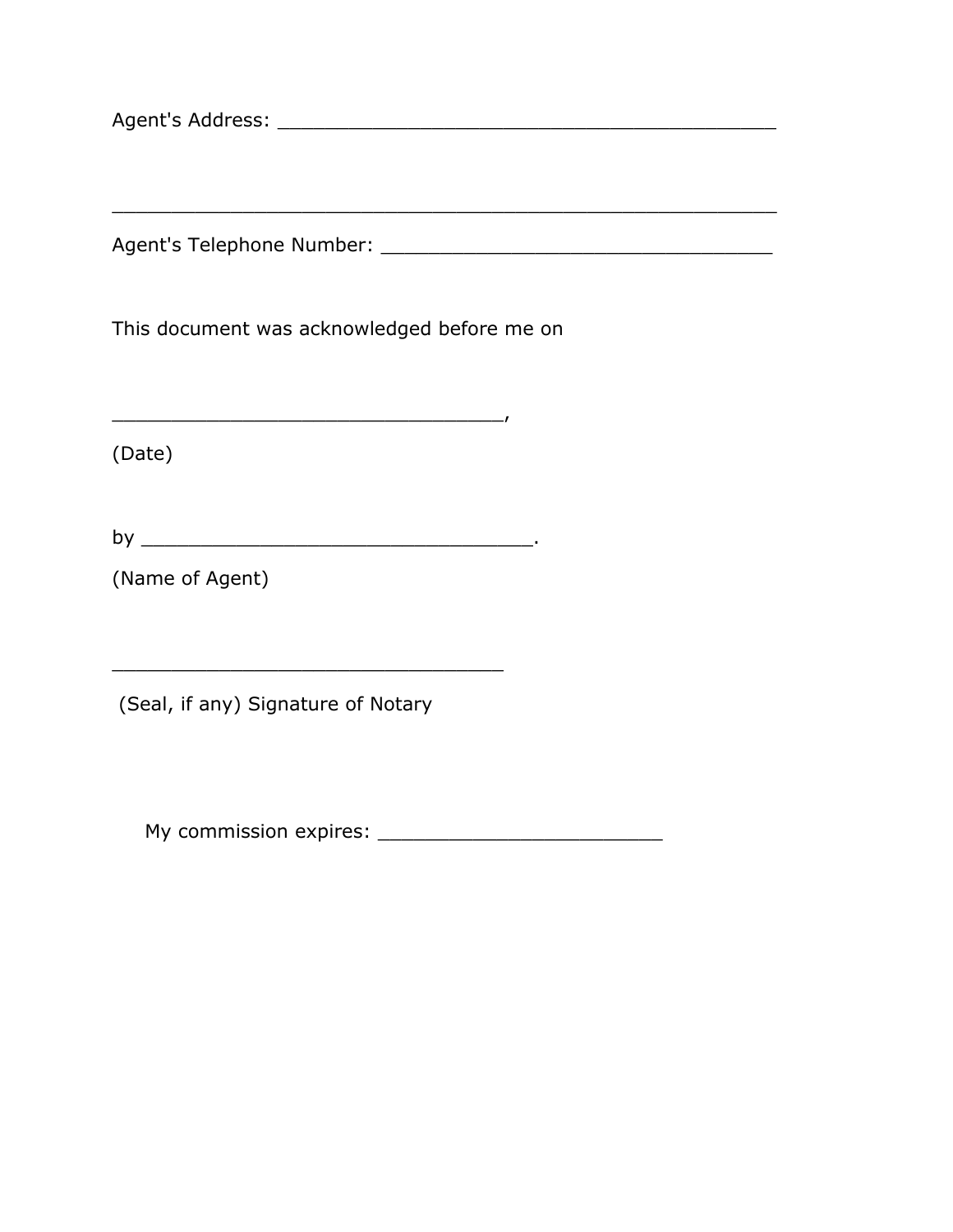Agent's Address: ____________________________________________

____________________________________________________________

Agent's Telephone Number: __________________________________

This document was acknowledged before me on

_________________________________,

(Date)

by _________________________________.

(Name of Agent)

_________________________________

(Seal, if any) Signature of Notary

My commission expires: ________________________